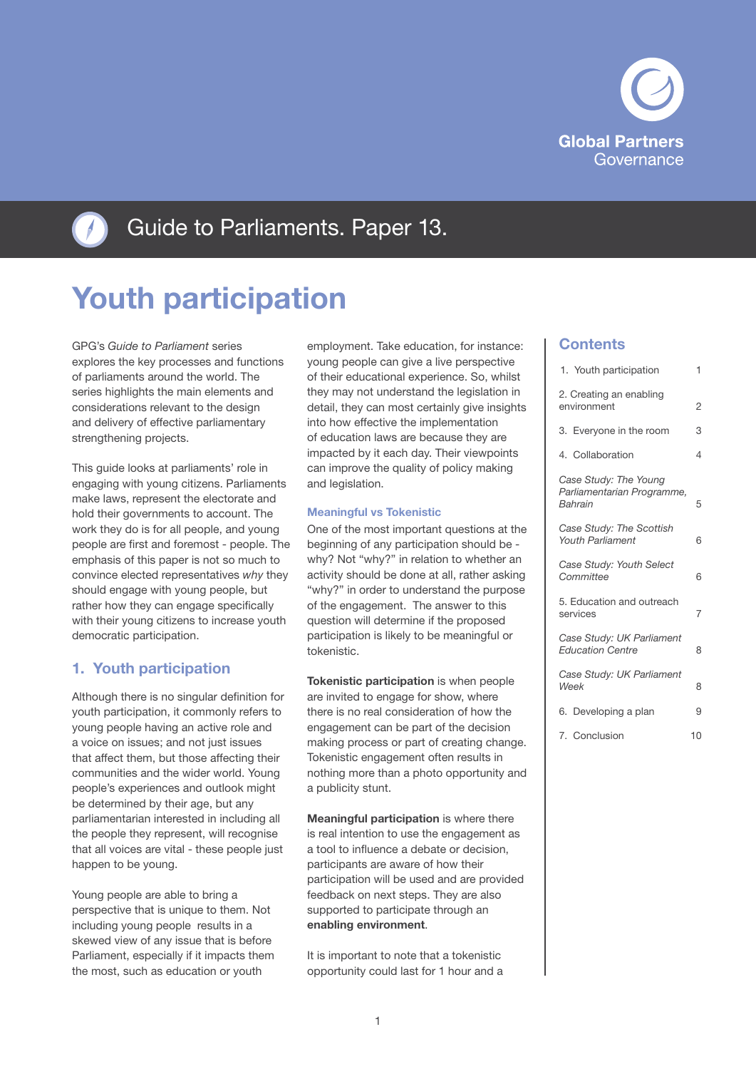Global Partners Governance

Guide to Parliaments. Paper 13.

# Youth participation

GPG's *Guide to Parliament* series explores the key processes and functions of parliaments around the world. The series highlights the main elements and considerations relevant to the design and delivery of effective parliamentary strengthening projects.

This guide looks at parliaments' role in engaging with young citizens. Parliaments make laws, represent the electorate and hold their governments to account. The work they do is for all people, and young people are first and foremost - people. The emphasis of this paper is not so much to convince elected representatives *why* they should engage with young people, but rather how they can engage specifically with their young citizens to increase youth democratic participation.

## 1. Youth participation

Although there is no singular definition for youth participation, it commonly refers to young people having an active role and a voice on issues; and not just issues that affect them, but those affecting their communities and the wider world. Young people's experiences and outlook might be determined by their age, but any parliamentarian interested in including all the people they represent, will recognise that all voices are vital - these people just happen to be young.

Young people are able to bring a perspective that is unique to them. Not including young people results in a skewed view of any issue that is before Parliament, especially if it impacts them the most, such as education or youth employment. Take education, for instance: young people can give a live perspective of their educational experience. So, whilst they may not understand the legislation in detail, they can most certainly give insights into how effective the implementation of education laws are because they are impacted by it each day. Their viewpoints can improve the quality of policy making and legislation.

### Meaningful vs Tokenistic

One of the most important questions at the beginning of any participation should be - why? Not "why?" in relation to whether an activity should be done at all, rather asking "why?" in order to understand the purpose of the engagement. The answer to this question will determine if the proposed participation is likely to be meaningful or tokenistic.

**Tokenistic participation** is when people are invited to engage for show, where there is no real consideration of how the engagement can be part of the decision making process or part of creating change. Tokenistic engagement often results in nothing more than a photo opportunity and a publicity stunt.

**Meaningful participation** is where there is real intention to use the engagement as a tool to influence a debate or decision, participants are aware of how their participation will be used and are provided feedback on next steps. They are also supported to participate through an **enabling environment**.

It is important to note that a tokenistic opportunity could last for 1 hour and a

## Contents

| | |
|---|---|
| 1. Youth participation | 1 |
| 2. Creating an enabling environment | 2 |
| 3. Everyone in the room | 3 |
| 4. Collaboration | 4 |
| *Case Study: The Young Parliamentarian Programme, Bahrain* | 5 |
| *Case Study: The Scottish Youth Parliament* | 6 |
| *Case Study: Youth Select Committee* | 6 |
| 5. Education and outreach services | 7 |
| *Case Study: UK Parliament Education Centre* | 8 |
| *Case Study: UK Parliament Week* | 8 |
| 6. Developing a plan | 9 |
| 7. Conclusion | 10 |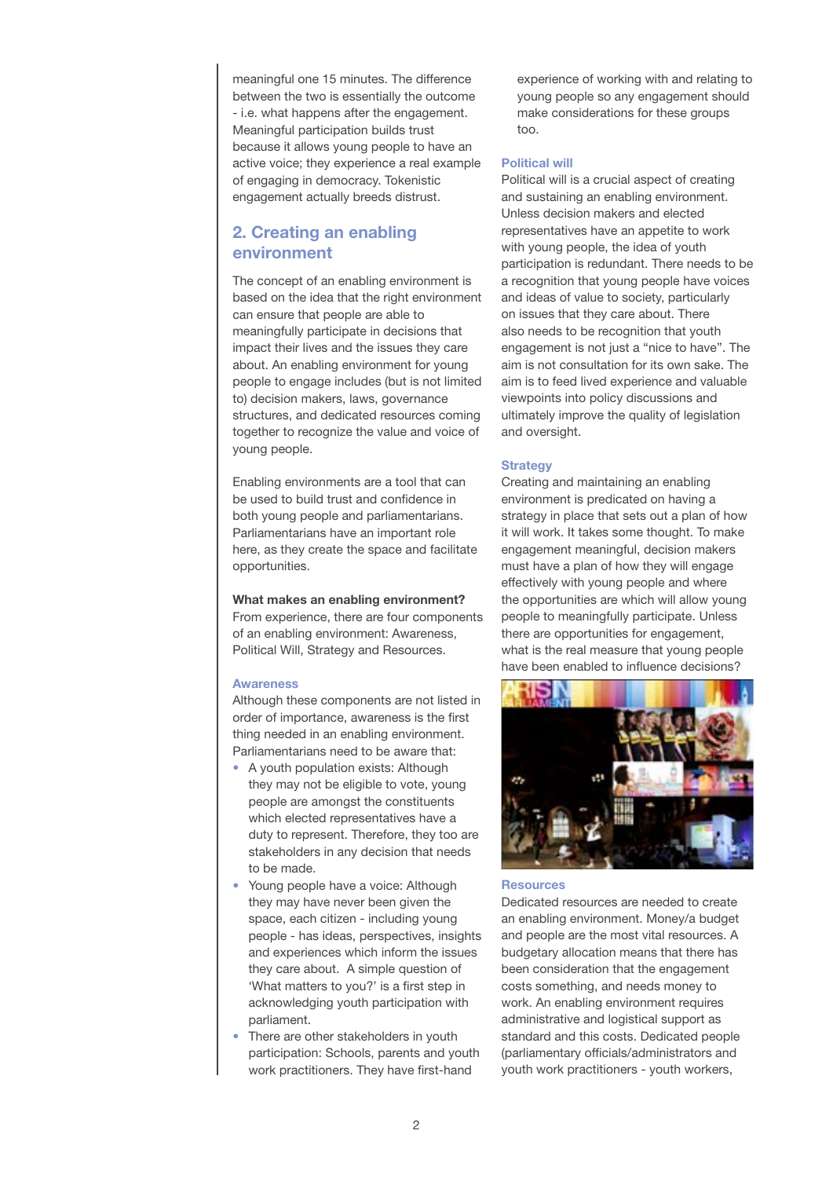meaningful one 15 minutes. The difference between the two is essentially the outcome - i.e. what happens after the engagement. Meaningful participation builds trust because it allows young people to have an active voice; they experience a real example of engaging in democracy. Tokenistic engagement actually breeds distrust.

## 2. Creating an enabling environment

The concept of an enabling environment is based on the idea that the right environment can ensure that people are able to meaningfully participate in decisions that impact their lives and the issues they care about. An enabling environment for young people to engage includes (but is not limited to) decision makers, laws, governance structures, and dedicated resources coming together to recognize the value and voice of young people.

Enabling environments are a tool that can be used to build trust and confidence in both young people and parliamentarians. Parliamentarians have an important role here, as they create the space and facilitate opportunities.

**What makes an enabling environment?**
From experience, there are four components of an enabling environment: Awareness, Political Will, Strategy and Resources.

### Awareness

Although these components are not listed in order of importance, awareness is the first thing needed in an enabling environment. Parliamentarians need to be aware that:

- A youth population exists: Although they may not be eligible to vote, young people are amongst the constituents which elected representatives have a duty to represent. Therefore, they too are stakeholders in any decision that needs to be made.
- Young people have a voice: Although they may have never been given the space, each citizen - including young people - has ideas, perspectives, insights and experiences which inform the issues they care about. A simple question of 'What matters to you?' is a first step in acknowledging youth participation with parliament.
- There are other stakeholders in youth participation: Schools, parents and youth work practitioners. They have first-hand experience of working with and relating to young people so any engagement should make considerations for these groups too.

### Political will

Political will is a crucial aspect of creating and sustaining an enabling environment. Unless decision makers and elected representatives have an appetite to work with young people, the idea of youth participation is redundant. There needs to be a recognition that young people have voices and ideas of value to society, particularly on issues that they care about. There also needs to be recognition that youth engagement is not just a "nice to have". The aim is not consultation for its own sake. The aim is to feed lived experience and valuable viewpoints into policy discussions and ultimately improve the quality of legislation and oversight.

### Strategy

Creating and maintaining an enabling environment is predicated on having a strategy in place that sets out a plan of how it will work. It takes some thought. To make engagement meaningful, decision makers must have a plan of how they will engage effectively with young people and where the opportunities are which will allow young people to meaningfully participate. Unless there are opportunities for engagement, what is the real measure that young people have been enabled to influence decisions?

### Resources

Dedicated resources are needed to create an enabling environment. Money/a budget and people are the most vital resources. A budgetary allocation means that there has been consideration that the engagement costs something, and needs money to work. An enabling environment requires administrative and logistical support as standard and this costs. Dedicated people (parliamentary officials/administrators and youth work practitioners - youth workers,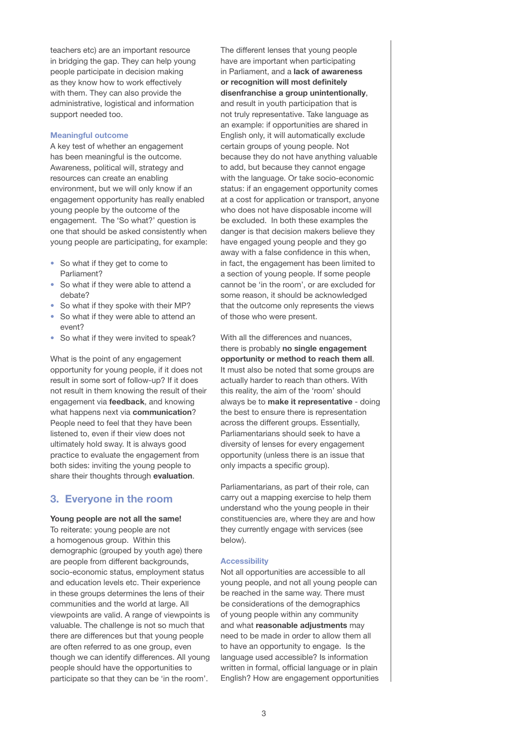teachers etc) are an important resource in bridging the gap. They can help young people participate in decision making as they know how to work effectively with them. They can also provide the administrative, logistical and information support needed too.

### Meaningful outcome

A key test of whether an engagement has been meaningful is the outcome. Awareness, political will, strategy and resources can create an enabling environment, but we will only know if an engagement opportunity has really enabled young people by the outcome of the engagement. The 'So what?' question is one that should be asked consistently when young people are participating, for example:

- So what if they get to come to Parliament?
- So what if they were able to attend a debate?
- So what if they spoke with their MP?
- So what if they were able to attend an event?
- So what if they were invited to speak?

What is the point of any engagement opportunity for young people, if it does not result in some sort of follow-up? If it does not result in them knowing the result of their engagement via **feedback**, and knowing what happens next via **communication**? People need to feel that they have been listened to, even if their view does not ultimately hold sway. It is always good practice to evaluate the engagement from both sides: inviting the young people to share their thoughts through **evaluation**.

## 3. Everyone in the room

**Young people are not all the same!**
To reiterate: young people are not a homogenous group. Within this demographic (grouped by youth age) there are people from different backgrounds, socio-economic status, employment status and education levels etc. Their experience in these groups determines the lens of their communities and the world at large. All viewpoints are valid. A range of viewpoints is valuable. The challenge is not so much that there are differences but that young people are often referred to as one group, even though we can identify differences. All young people should have the opportunities to participate so that they can be 'in the room'.

The different lenses that young people have are important when participating in Parliament, and a **lack of awareness or recognition will most definitely disenfranchise a group unintentionally**, and result in youth participation that is not truly representative. Take language as an example: if opportunities are shared in English only, it will automatically exclude certain groups of young people. Not because they do not have anything valuable to add, but because they cannot engage with the language. Or take socio-economic status: if an engagement opportunity comes at a cost for application or transport, anyone who does not have disposable income will be excluded. In both these examples the danger is that decision makers believe they have engaged young people and they go away with a false confidence in this when, in fact, the engagement has been limited to a section of young people. If some people cannot be 'in the room', or are excluded for some reason, it should be acknowledged that the outcome only represents the views of those who were present.

With all the differences and nuances, there is probably **no single engagement opportunity or method to reach them all**. It must also be noted that some groups are actually harder to reach than others. With this reality, the aim of the 'room' should always be to **make it representative** - doing the best to ensure there is representation across the different groups. Essentially, Parliamentarians should seek to have a diversity of lenses for every engagement opportunity (unless there is an issue that only impacts a specific group).

Parliamentarians, as part of their role, can carry out a mapping exercise to help them understand who the young people in their constituencies are, where they are and how they currently engage with services (see below).

### Accessibility

Not all opportunities are accessible to all young people, and not all young people can be reached in the same way. There must be considerations of the demographics of young people within any community and what **reasonable adjustments** may need to be made in order to allow them all to have an opportunity to engage. Is the language used accessible? Is information written in formal, official language or in plain English? How are engagement opportunities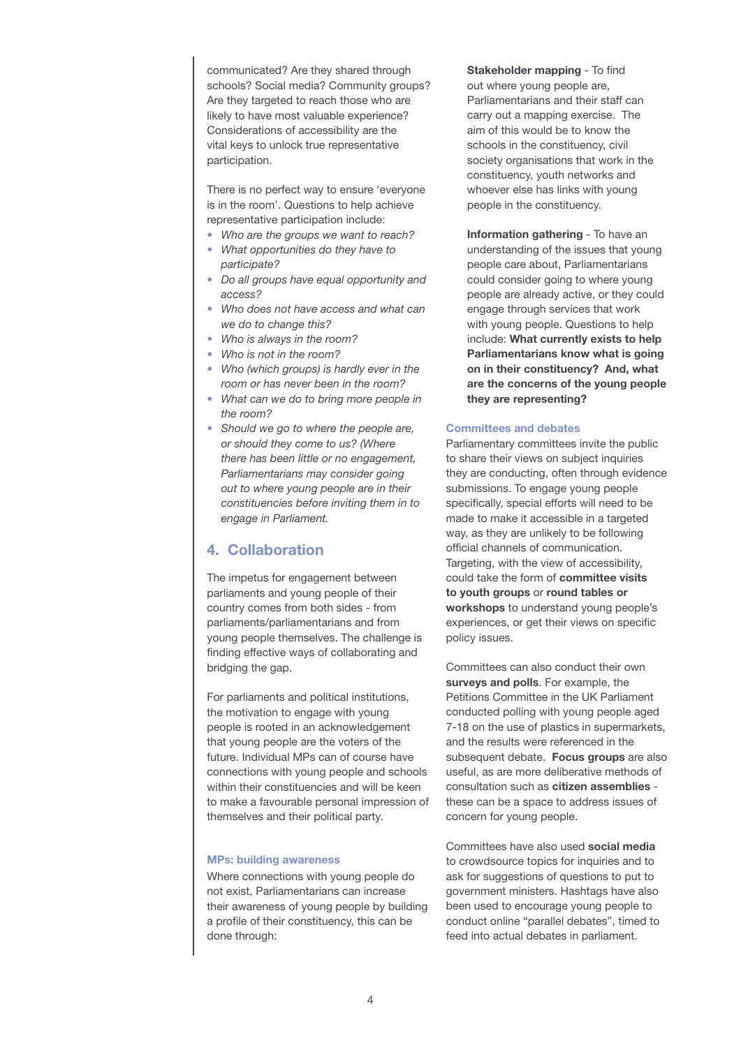communicated? Are they shared through schools? Social media? Community groups? Are they targeted to reach those who are likely to have most valuable experience? Considerations of accessibility are the vital keys to unlock true representative participation.

There is no perfect way to ensure 'everyone is in the room'. Questions to help achieve representative participation include:

- *Who are the groups we want to reach?*
- *What opportunities do they have to participate?*
- *Do all groups have equal opportunity and access?*
- *Who does not have access and what can we do to change this?*
- *Who is always in the room?*
- *Who is not in the room?*
- *Who (which groups) is hardly ever in the room or has never been in the room?*
- *What can we do to bring more people in the room?*
- *Should we go to where the people are, or should they come to us? (Where there has been little or no engagement, Parliamentarians may consider going out to where young people are in their constituencies before inviting them in to engage in Parliament.*

## 4. Collaboration

The impetus for engagement between parliaments and young people of their country comes from both sides - from parliaments/parliamentarians and from young people themselves. The challenge is finding effective ways of collaborating and bridging the gap.

For parliaments and political institutions, the motivation to engage with young people is rooted in an acknowledgement that young people are the voters of the future. Individual MPs can of course have connections with young people and schools within their constituencies and will be keen to make a favourable personal impression of themselves and their political party.

### MPs: building awareness

Where connections with young people do not exist, Parliamentarians can increase their awareness of young people by building a profile of their constituency, this can be done through:

**Stakeholder mapping** - To find out where young people are, Parliamentarians and their staff can carry out a mapping exercise. The aim of this would be to know the schools in the constituency, civil society organisations that work in the constituency, youth networks and whoever else has links with young people in the constituency.

**Information gathering** - To have an understanding of the issues that young people care about, Parliamentarians could consider going to where young people are already active, or they could engage through services that work with young people. Questions to help include: **What currently exists to help Parliamentarians know what is going on in their constituency? And, what are the concerns of the young people they are representing?**

### Committees and debates

Parliamentary committees invite the public to share their views on subject inquiries they are conducting, often through evidence submissions. To engage young people specifically, special efforts will need to be made to make it accessible in a targeted way, as they are unlikely to be following official channels of communication. Targeting, with the view of accessibility, could take the form of **committee visits to youth groups** or **round tables or workshops** to understand young people's experiences, or get their views on specific policy issues.

Committees can also conduct their own **surveys and polls**. For example, the Petitions Committee in the UK Parliament conducted polling with young people aged 7-18 on the use of plastics in supermarkets, and the results were referenced in the subsequent debate. **Focus groups** are also useful, as are more deliberative methods of consultation such as **citizen assemblies** - these can be a space to address issues of concern for young people.

Committees have also used **social media** to crowdsource topics for inquiries and to ask for suggestions of questions to put to government ministers. Hashtags have also been used to encourage young people to conduct online "parallel debates", timed to feed into actual debates in parliament.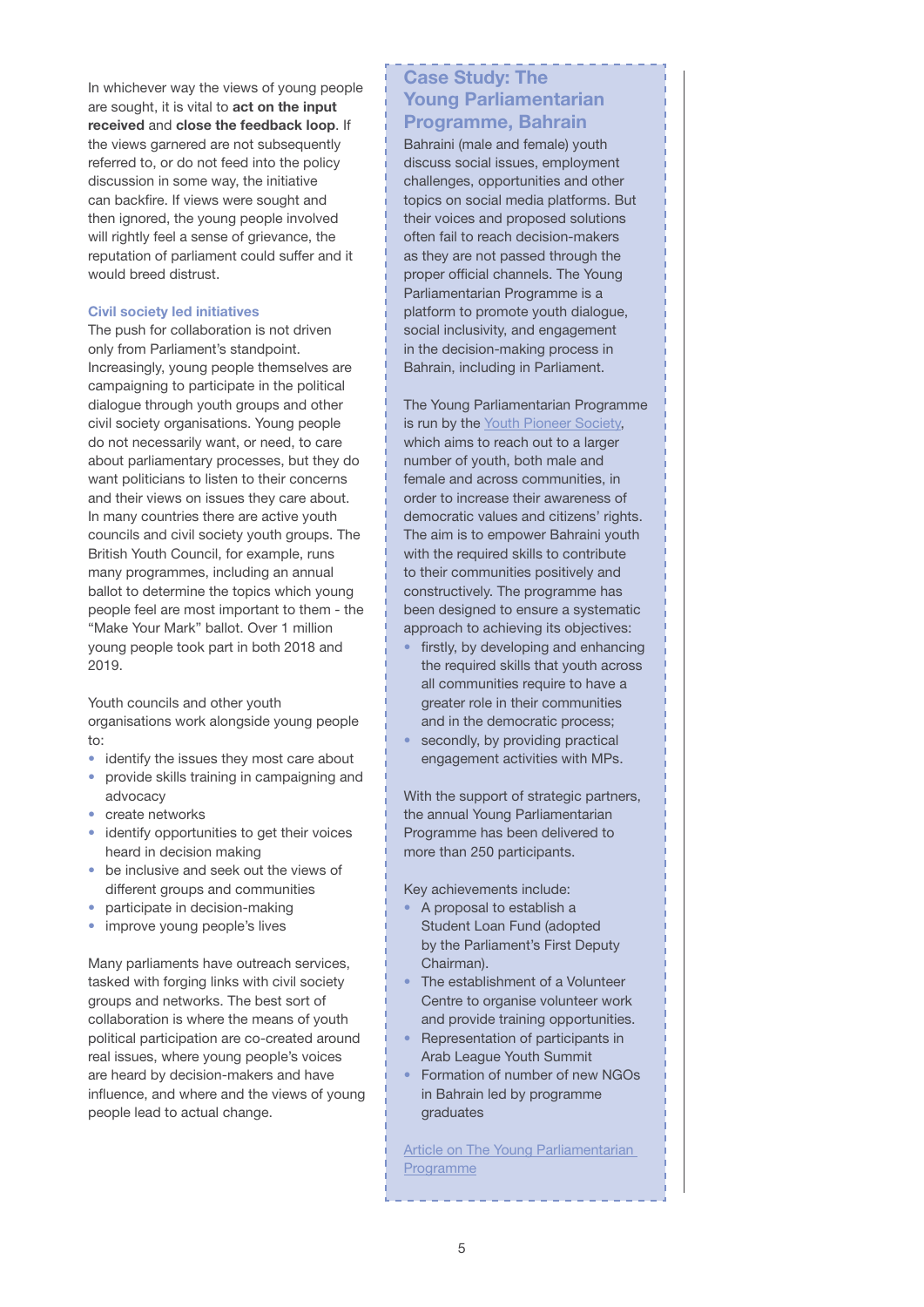In whichever way the views of young people are sought, it is vital to **act on the input received** and **close the feedback loop**. If the views garnered are not subsequently referred to, or do not feed into the policy discussion in some way, the initiative can backfire. If views were sought and then ignored, the young people involved will rightly feel a sense of grievance, the reputation of parliament could suffer and it would breed distrust.

### Civil society led initiatives

The push for collaboration is not driven only from Parliament's standpoint. Increasingly, young people themselves are campaigning to participate in the political dialogue through youth groups and other civil society organisations. Young people do not necessarily want, or need, to care about parliamentary processes, but they do want politicians to listen to their concerns and their views on issues they care about. In many countries there are active youth councils and civil society youth groups. The British Youth Council, for example, runs many programmes, including an annual ballot to determine the topics which young people feel are most important to them - the "Make Your Mark" ballot. Over 1 million young people took part in both 2018 and 2019.

Youth councils and other youth organisations work alongside young people to:

- identify the issues they most care about
- provide skills training in campaigning and advocacy
- create networks
- identify opportunities to get their voices heard in decision making
- be inclusive and seek out the views of different groups and communities
- participate in decision-making
- improve young people's lives

Many parliaments have outreach services, tasked with forging links with civil society groups and networks. The best sort of collaboration is where the means of youth political participation are co-created around real issues, where young people's voices are heard by decision-makers and have influence, and where and the views of young people lead to actual change.

## Case Study: The Young Parliamentarian Programme, Bahrain

Bahraini (male and female) youth discuss social issues, employment challenges, opportunities and other topics on social media platforms. But their voices and proposed solutions often fail to reach decision-makers as they are not passed through the proper official channels. The Young Parliamentarian Programme is a platform to promote youth dialogue, social inclusivity, and engagement in the decision-making process in Bahrain, including in Parliament.

The Young Parliamentarian Programme is run by the Youth Pioneer Society, which aims to reach out to a larger number of youth, both male and female and across communities, in order to increase their awareness of democratic values and citizens' rights. The aim is to empower Bahraini youth with the required skills to contribute to their communities positively and constructively. The programme has been designed to ensure a systematic approach to achieving its objectives:

- firstly, by developing and enhancing the required skills that youth across all communities require to have a greater role in their communities and in the democratic process;
- secondly, by providing practical engagement activities with MPs.

With the support of strategic partners, the annual Young Parliamentarian Programme has been delivered to more than 250 participants.

Key achievements include:

- A proposal to establish a Student Loan Fund (adopted by the Parliament's First Deputy Chairman).
- The establishment of a Volunteer Centre to organise volunteer work and provide training opportunities.
- Representation of participants in Arab League Youth Summit
- Formation of number of new NGOs in Bahrain led by programme graduates

Article on The Young Parliamentarian Programme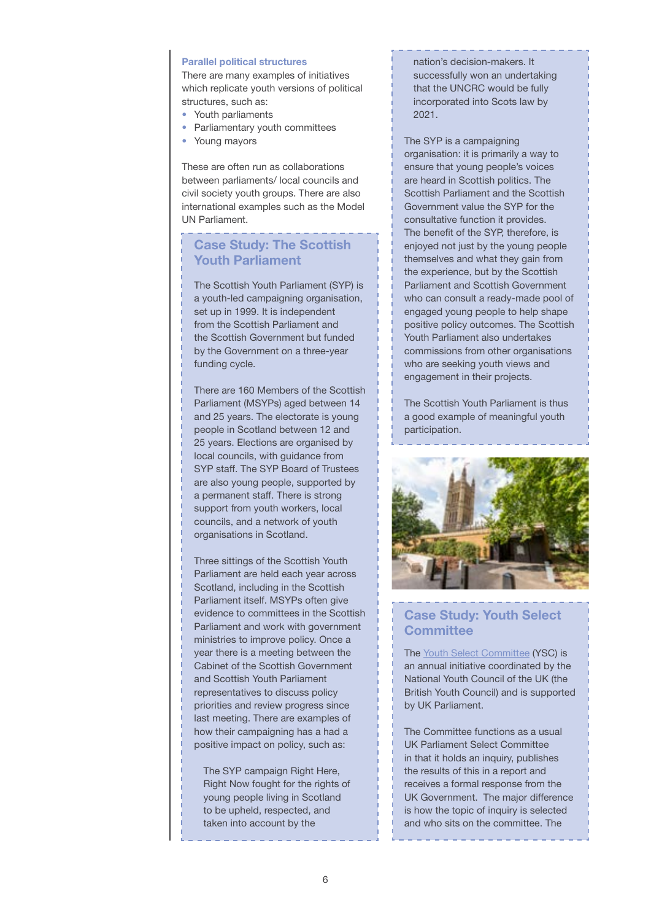### Parallel political structures

There are many examples of initiatives which replicate youth versions of political structures, such as:

- Youth parliaments
- Parliamentary youth committees
- Young mayors

These are often run as collaborations between parliaments/ local councils and civil society youth groups. There are also international examples such as the Model UN Parliament.

## Case Study: The Scottish Youth Parliament

The Scottish Youth Parliament (SYP) is a youth-led campaigning organisation, set up in 1999. It is independent from the Scottish Parliament and the Scottish Government but funded by the Government on a three-year funding cycle.

There are 160 Members of the Scottish Parliament (MSYPs) aged between 14 and 25 years. The electorate is young people in Scotland between 12 and 25 years. Elections are organised by local councils, with guidance from SYP staff. The SYP Board of Trustees are also young people, supported by a permanent staff. There is strong support from youth workers, local councils, and a network of youth organisations in Scotland.

Three sittings of the Scottish Youth Parliament are held each year across Scotland, including in the Scottish Parliament itself. MSYPs often give evidence to committees in the Scottish Parliament and work with government ministries to improve policy. Once a year there is a meeting between the Cabinet of the Scottish Government and Scottish Youth Parliament representatives to discuss policy priorities and review progress since last meeting. There are examples of how their campaigning has a had a positive impact on policy, such as:

> The SYP campaign Right Here, Right Now fought for the rights of young people living in Scotland to be upheld, respected, and taken into account by the nation's decision-makers. It successfully won an undertaking that the UNCRC would be fully incorporated into Scots law by 2021.

The SYP is a campaigning organisation: it is primarily a way to ensure that young people's voices are heard in Scottish politics. The Scottish Parliament and the Scottish Government value the SYP for the consultative function it provides. The benefit of the SYP, therefore, is enjoyed not just by the young people themselves and what they gain from the experience, but by the Scottish Parliament and Scottish Government who can consult a ready-made pool of engaged young people to help shape positive policy outcomes. The Scottish Youth Parliament also undertakes commissions from other organisations who are seeking youth views and engagement in their projects.

The Scottish Youth Parliament is thus a good example of meaningful youth participation.

## Case Study: Youth Select Committee

The Youth Select Committee (YSC) is an annual initiative coordinated by the National Youth Council of the UK (the British Youth Council) and is supported by UK Parliament.

The Committee functions as a usual UK Parliament Select Committee in that it holds an inquiry, publishes the results of this in a report and receives a formal response from the UK Government. The major difference is how the topic of inquiry is selected and who sits on the committee. The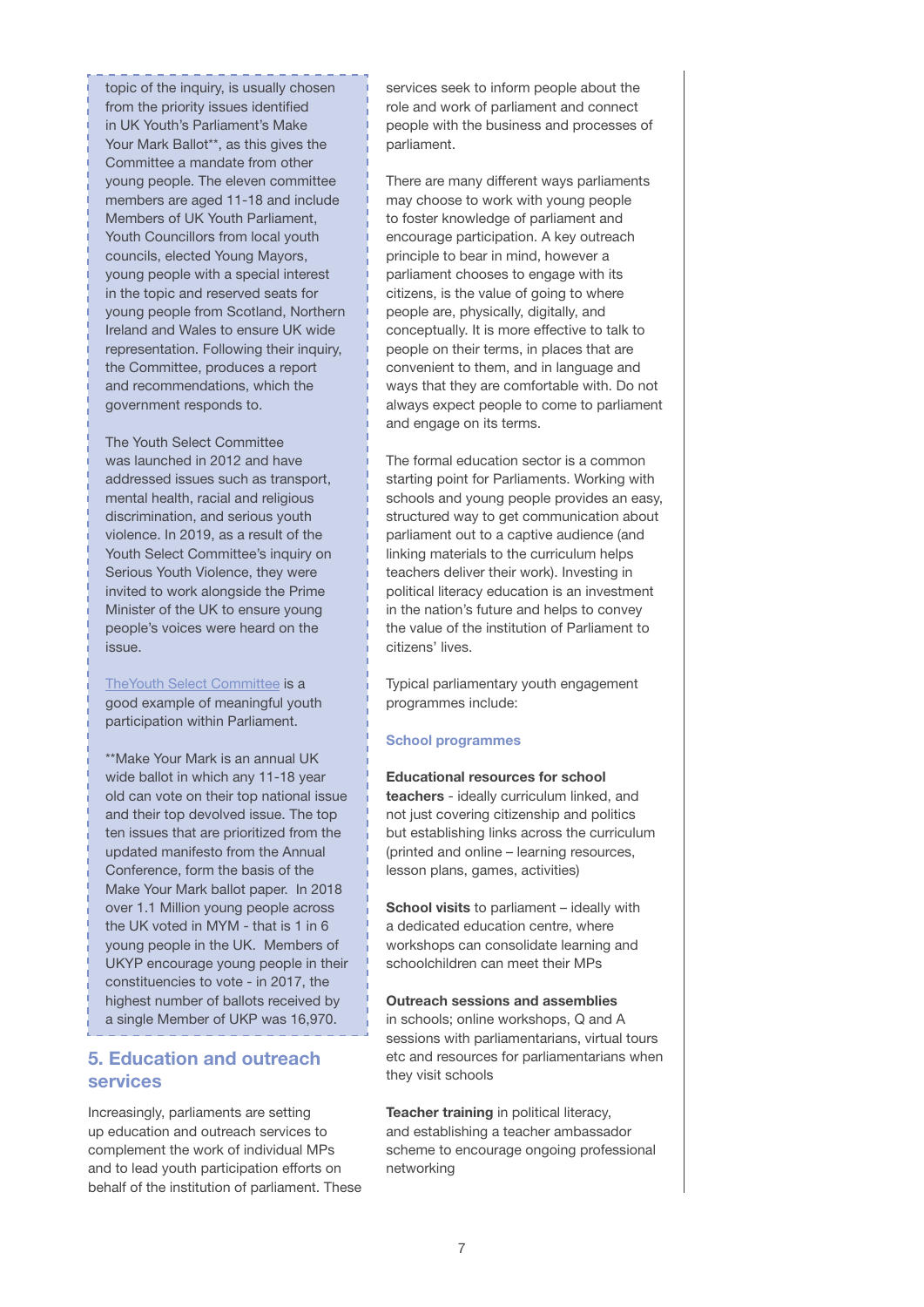topic of the inquiry, is usually chosen from the priority issues identified in UK Youth's Parliament's Make Your Mark Ballot**, as this gives the Committee a mandate from other young people. The eleven committee members are aged 11-18 and include Members of UK Youth Parliament, Youth Councillors from local youth councils, elected Young Mayors, young people with a special interest in the topic and reserved seats for young people from Scotland, Northern Ireland and Wales to ensure UK wide representation. Following their inquiry, the Committee, produces a report and recommendations, which the government responds to.

The Youth Select Committee was launched in 2012 and have addressed issues such as transport, mental health, racial and religious discrimination, and serious youth violence. In 2019, as a result of the Youth Select Committee's inquiry on Serious Youth Violence, they were invited to work alongside the Prime Minister of the UK to ensure young people's voices were heard on the issue.

TheYouth Select Committee is a good example of meaningful youth participation within Parliament.

**Make Your Mark is an annual UK wide ballot in which any 11-18 year old can vote on their top national issue and their top devolved issue. The top ten issues that are prioritized from the updated manifesto from the Annual Conference, form the basis of the Make Your Mark ballot paper. In 2018 over 1.1 Million young people across the UK voted in MYM - that is 1 in 6 young people in the UK. Members of UKYP encourage young people in their constituencies to vote - in 2017, the highest number of ballots received by a single Member of UKP was 16,970.

## 5. Education and outreach services

Increasingly, parliaments are setting up education and outreach services to complement the work of individual MPs and to lead youth participation efforts on behalf of the institution of parliament. These services seek to inform people about the role and work of parliament and connect people with the business and processes of parliament.

There are many different ways parliaments may choose to work with young people to foster knowledge of parliament and encourage participation. A key outreach principle to bear in mind, however a parliament chooses to engage with its citizens, is the value of going to where people are, physically, digitally, and conceptually. It is more effective to talk to people on their terms, in places that are convenient to them, and in language and ways that they are comfortable with. Do not always expect people to come to parliament and engage on its terms.

The formal education sector is a common starting point for Parliaments. Working with schools and young people provides an easy, structured way to get communication about parliament out to a captive audience (and linking materials to the curriculum helps teachers deliver their work). Investing in political literacy education is an investment in the nation's future and helps to convey the value of the institution of Parliament to citizens' lives.

Typical parliamentary youth engagement programmes include:

### School programmes

**Educational resources for school teachers** - ideally curriculum linked, and not just covering citizenship and politics but establishing links across the curriculum (printed and online – learning resources, lesson plans, games, activities)

**School visits** to parliament – ideally with a dedicated education centre, where workshops can consolidate learning and schoolchildren can meet their MPs

**Outreach sessions and assemblies** in schools; online workshops, Q and A sessions with parliamentarians, virtual tours etc and resources for parliamentarians when they visit schools

**Teacher training** in political literacy, and establishing a teacher ambassador scheme to encourage ongoing professional networking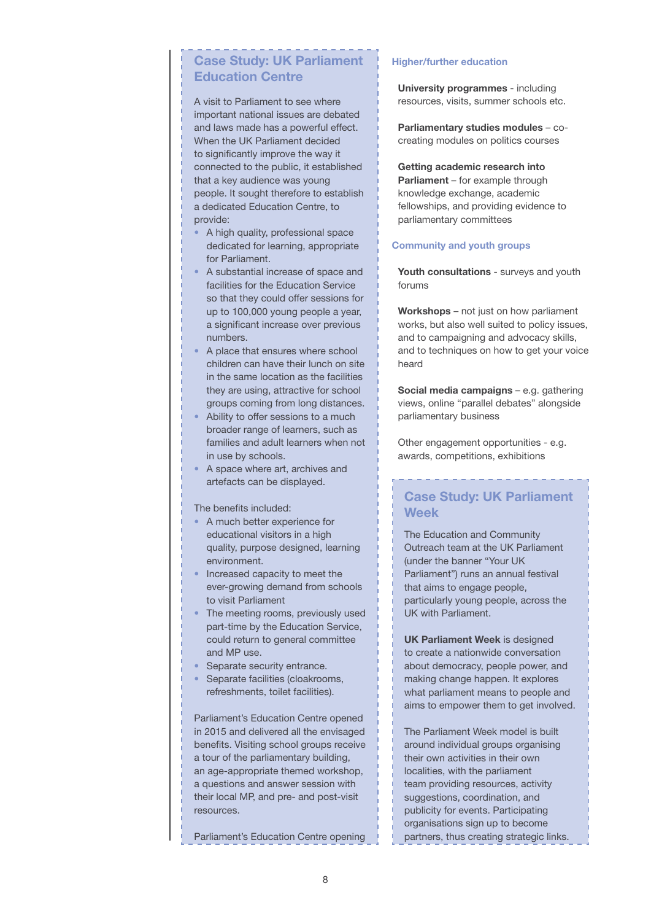## Case Study: UK Parliament Education Centre

A visit to Parliament to see where important national issues are debated and laws made has a powerful effect. When the UK Parliament decided to significantly improve the way it connected to the public, it established that a key audience was young people. It sought therefore to establish a dedicated Education Centre, to provide:

- A high quality, professional space dedicated for learning, appropriate for Parliament.
- A substantial increase of space and facilities for the Education Service so that they could offer sessions for up to 100,000 young people a year, a significant increase over previous numbers.
- A place that ensures where school children can have their lunch on site in the same location as the facilities they are using, attractive for school groups coming from long distances.
- Ability to offer sessions to a much broader range of learners, such as families and adult learners when not in use by schools.
- A space where art, archives and artefacts can be displayed.

The benefits included:

- A much better experience for educational visitors in a high quality, purpose designed, learning environment.
- Increased capacity to meet the ever-growing demand from schools to visit Parliament
- The meeting rooms, previously used part-time by the Education Service, could return to general committee and MP use.
- Separate security entrance.
- Separate facilities (cloakrooms, refreshments, toilet facilities).

Parliament's Education Centre opened in 2015 and delivered all the envisaged benefits. Visiting school groups receive a tour of the parliamentary building, an age-appropriate themed workshop, a questions and answer session with their local MP, and pre- and post-visit resources.

Parliament's Education Centre opening

### Higher/further education

**University programmes** - including resources, visits, summer schools etc.

**Parliamentary studies modules** – co-creating modules on politics courses

**Getting academic research into Parliament** – for example through knowledge exchange, academic fellowships, and providing evidence to parliamentary committees

### Community and youth groups

**Youth consultations** - surveys and youth forums

**Workshops** – not just on how parliament works, but also well suited to policy issues, and to campaigning and advocacy skills, and to techniques on how to get your voice heard

**Social media campaigns** – e.g. gathering views, online "parallel debates" alongside parliamentary business

Other engagement opportunities - e.g. awards, competitions, exhibitions

## Case Study: UK Parliament Week

The Education and Community Outreach team at the UK Parliament (under the banner "Your UK Parliament") runs an annual festival that aims to engage people, particularly young people, across the UK with Parliament.

**UK Parliament Week** is designed to create a nationwide conversation about democracy, people power, and making change happen. It explores what parliament means to people and aims to empower them to get involved.

The Parliament Week model is built around individual groups organising their own activities in their own localities, with the parliament team providing resources, activity suggestions, coordination, and publicity for events. Participating organisations sign up to become partners, thus creating strategic links.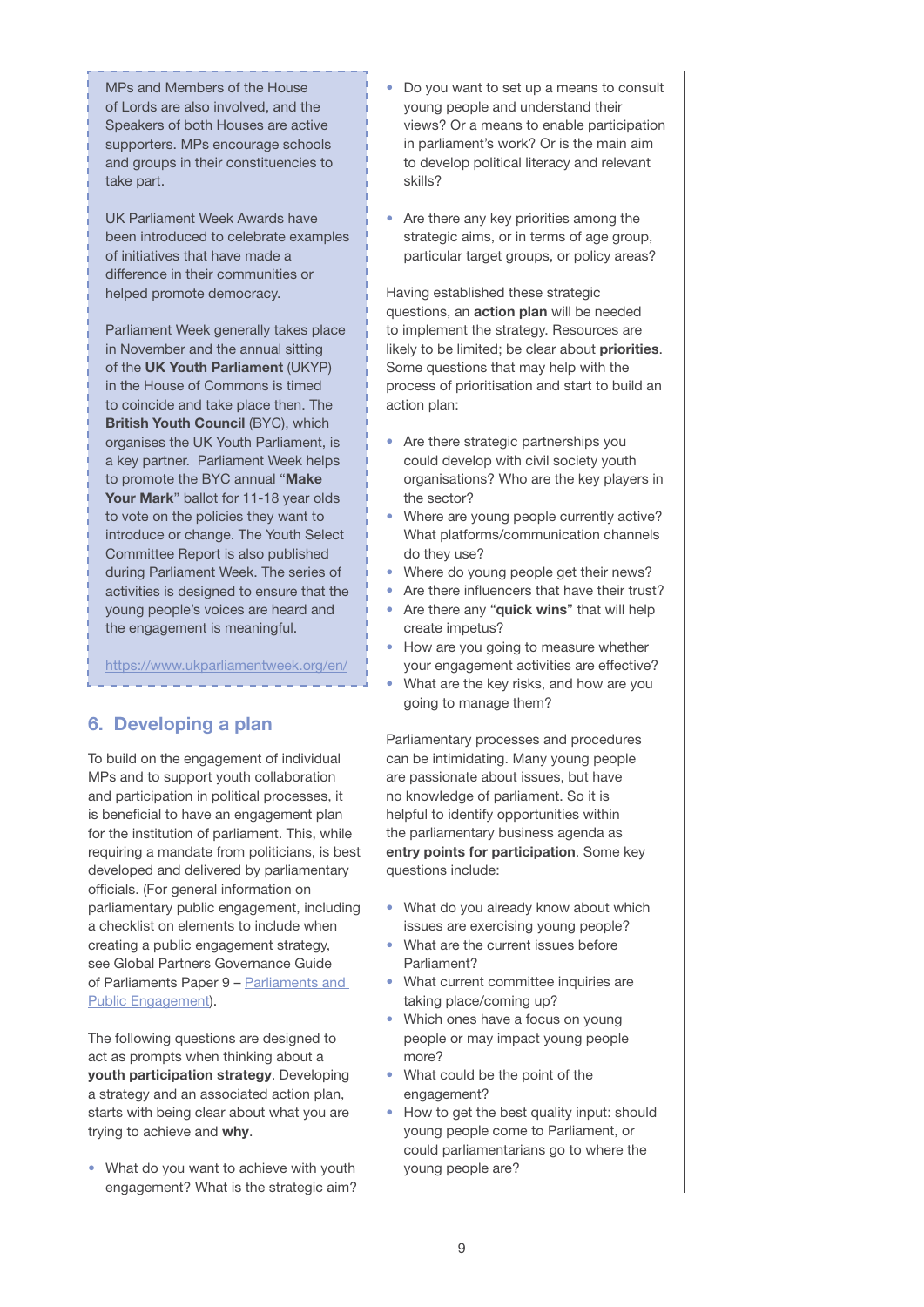MPs and Members of the House of Lords are also involved, and the Speakers of both Houses are active supporters. MPs encourage schools and groups in their constituencies to take part.

UK Parliament Week Awards have been introduced to celebrate examples of initiatives that have made a difference in their communities or helped promote democracy.

Parliament Week generally takes place in November and the annual sitting of the **UK Youth Parliament** (UKYP) in the House of Commons is timed to coincide and take place then. The **British Youth Council** (BYC), which organises the UK Youth Parliament, is a key partner. Parliament Week helps to promote the BYC annual "**Make Your Mark**" ballot for 11-18 year olds to vote on the policies they want to introduce or change. The Youth Select Committee Report is also published during Parliament Week. The series of activities is designed to ensure that the young people's voices are heard and the engagement is meaningful.

https://www.ukparliamentweek.org/en/

## 6. Developing a plan

To build on the engagement of individual MPs and to support youth collaboration and participation in political processes, it is beneficial to have an engagement plan for the institution of parliament. This, while requiring a mandate from politicians, is best developed and delivered by parliamentary officials. (For general information on parliamentary public engagement, including a checklist on elements to include when creating a public engagement strategy, see Global Partners Governance Guide of Parliaments Paper 9 – [Parliaments and Public Engagement](Parliaments and Public Engagement)).

The following questions are designed to act as prompts when thinking about a **youth participation strategy**. Developing a strategy and an associated action plan, starts with being clear about what you are trying to achieve and **why**.

- What do you want to achieve with youth engagement? What is the strategic aim?
- Do you want to set up a means to consult young people and understand their views? Or a means to enable participation in parliament's work? Or is the main aim to develop political literacy and relevant skills?
- Are there any key priorities among the strategic aims, or in terms of age group, particular target groups, or policy areas?

Having established these strategic questions, an **action plan** will be needed to implement the strategy. Resources are likely to be limited; be clear about **priorities**. Some questions that may help with the process of prioritisation and start to build an action plan:

- Are there strategic partnerships you could develop with civil society youth organisations? Who are the key players in the sector?
- Where are young people currently active? What platforms/communication channels do they use?
- Where do young people get their news?
- Are there influencers that have their trust?
- Are there any "**quick wins**" that will help create impetus?
- How are you going to measure whether your engagement activities are effective?
- What are the key risks, and how are you going to manage them?

Parliamentary processes and procedures can be intimidating. Many young people are passionate about issues, but have no knowledge of parliament. So it is helpful to identify opportunities within the parliamentary business agenda as **entry points for participation**. Some key questions include:

- What do you already know about which issues are exercising young people?
- What are the current issues before Parliament?
- What current committee inquiries are taking place/coming up?
- Which ones have a focus on young people or may impact young people more?
- What could be the point of the engagement?
- How to get the best quality input: should young people come to Parliament, or could parliamentarians go to where the young people are?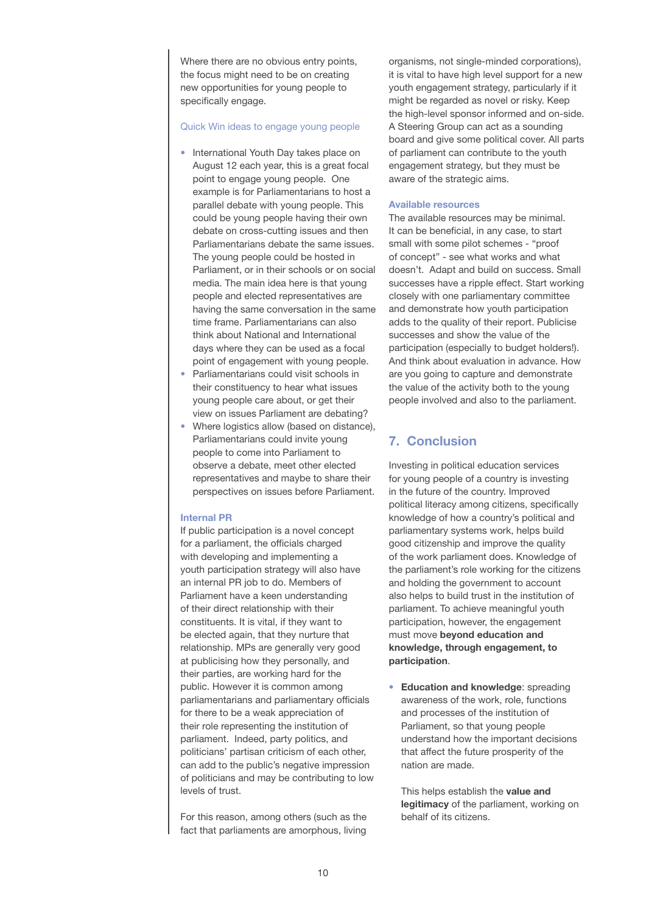Where there are no obvious entry points, the focus might need to be on creating new opportunities for young people to specifically engage.

### Quick Win ideas to engage young people

- International Youth Day takes place on August 12 each year, this is a great focal point to engage young people. One example is for Parliamentarians to host a parallel debate with young people. This could be young people having their own debate on cross-cutting issues and then Parliamentarians debate the same issues. The young people could be hosted in Parliament, or in their schools or on social media. The main idea here is that young people and elected representatives are having the same conversation in the same time frame. Parliamentarians can also think about National and International days where they can be used as a focal point of engagement with young people.
- Parliamentarians could visit schools in their constituency to hear what issues young people care about, or get their view on issues Parliament are debating?
- Where logistics allow (based on distance), Parliamentarians could invite young people to come into Parliament to observe a debate, meet other elected representatives and maybe to share their perspectives on issues before Parliament.

### Internal PR

If public participation is a novel concept for a parliament, the officials charged with developing and implementing a youth participation strategy will also have an internal PR job to do. Members of Parliament have a keen understanding of their direct relationship with their constituents. It is vital, if they want to be elected again, that they nurture that relationship. MPs are generally very good at publicising how they personally, and their parties, are working hard for the public. However it is common among parliamentarians and parliamentary officials for there to be a weak appreciation of their role representing the institution of parliament. Indeed, party politics, and politicians' partisan criticism of each other, can add to the public's negative impression of politicians and may be contributing to low levels of trust.

For this reason, among others (such as the fact that parliaments are amorphous, living organisms, not single-minded corporations), it is vital to have high level support for a new youth engagement strategy, particularly if it might be regarded as novel or risky. Keep the high-level sponsor informed and on-side. A Steering Group can act as a sounding board and give some political cover. All parts of parliament can contribute to the youth engagement strategy, but they must be aware of the strategic aims.

### Available resources

The available resources may be minimal. It can be beneficial, in any case, to start small with some pilot schemes - "proof of concept" - see what works and what doesn't. Adapt and build on success. Small successes have a ripple effect. Start working closely with one parliamentary committee and demonstrate how youth participation adds to the quality of their report. Publicise successes and show the value of the participation (especially to budget holders!). And think about evaluation in advance. How are you going to capture and demonstrate the value of the activity both to the young people involved and also to the parliament.

## 7. Conclusion

Investing in political education services for young people of a country is investing in the future of the country. Improved political literacy among citizens, specifically knowledge of how a country's political and parliamentary systems work, helps build good citizenship and improve the quality of the work parliament does. Knowledge of the parliament's role working for the citizens and holding the government to account also helps to build trust in the institution of parliament. To achieve meaningful youth participation, however, the engagement must move **beyond education and knowledge, through engagement, to participation**.

- **Education and knowledge**: spreading awareness of the work, role, functions and processes of the institution of Parliament, so that young people understand how the important decisions that affect the future prosperity of the nation are made.

  This helps establish the **value and legitimacy** of the parliament, working on behalf of its citizens.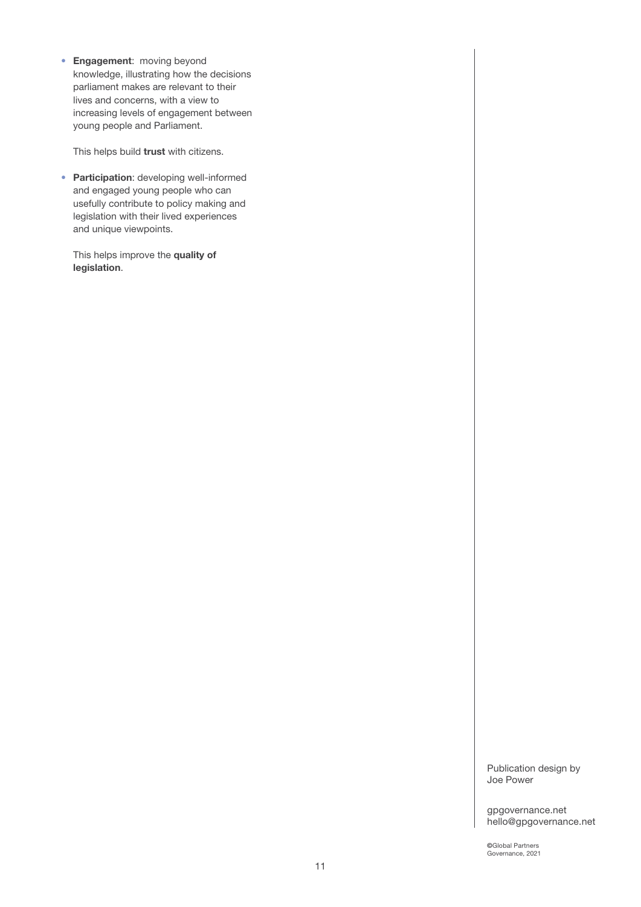- **Engagement**: moving beyond knowledge, illustrating how the decisions parliament makes are relevant to their lives and concerns, with a view to increasing levels of engagement between young people and Parliament.

  This helps build **trust** with citizens.

- **Participation**: developing well-informed and engaged young people who can usefully contribute to policy making and legislation with their lived experiences and unique viewpoints.

  This helps improve the **quality of legislation**.

Publication design by Joe Power

gpgovernance.net
hello@gpgovernance.net

©Global Partners Governance, 2021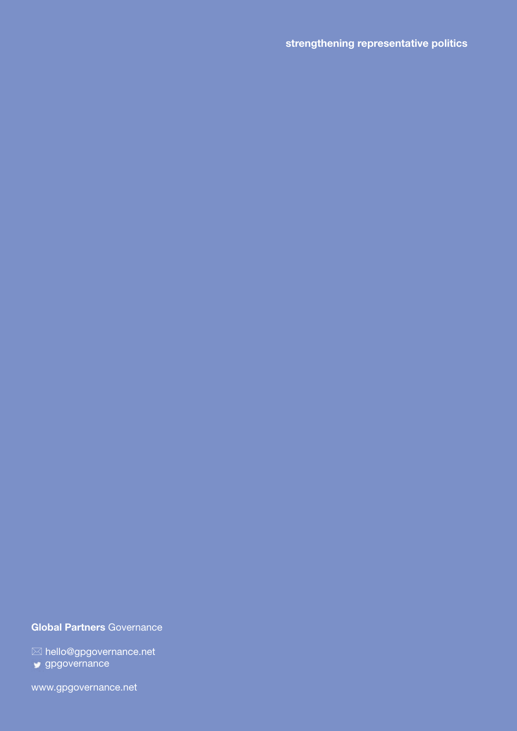strengthening representative politics

**Global Partners** Governance

hello@gpgovernance.net
gpgovernance

www.gpgovernance.net